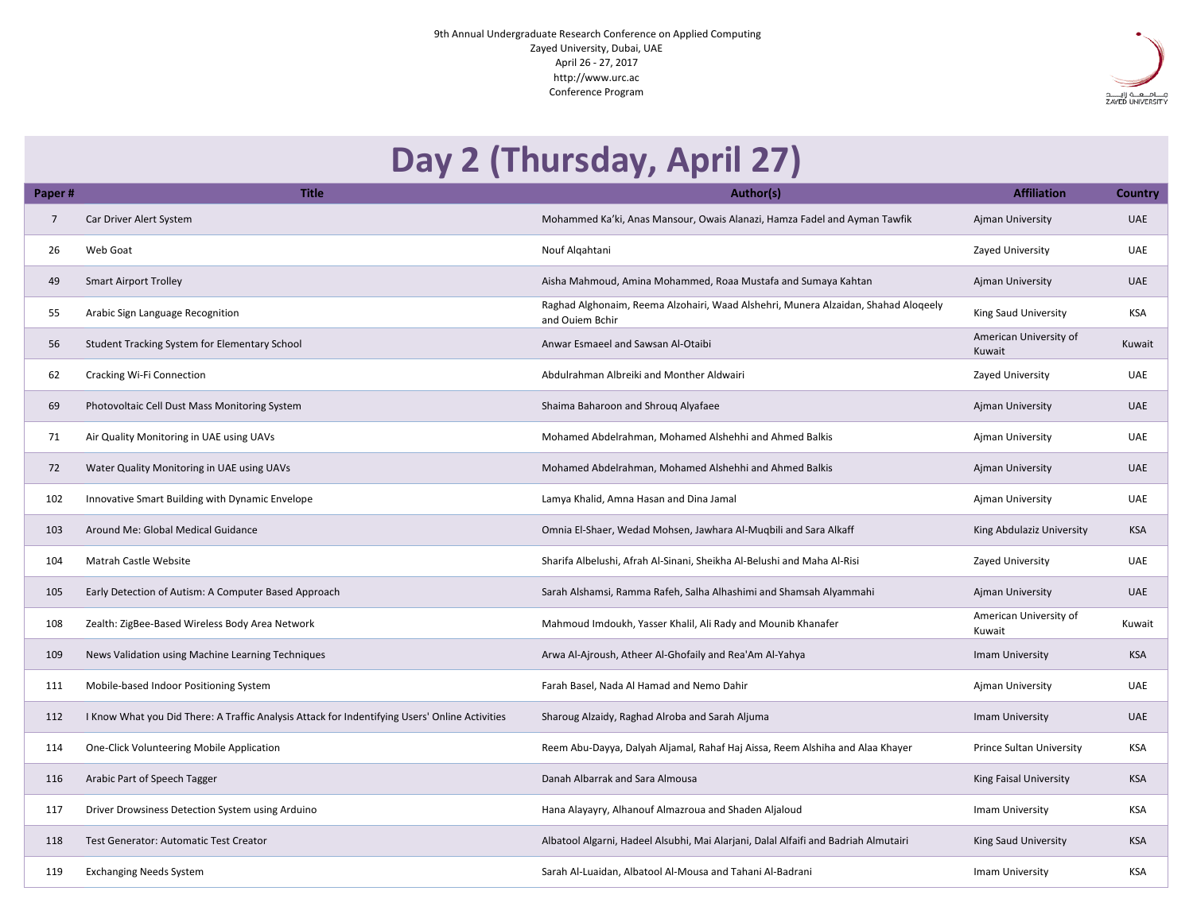9th Annual Undergraduate Research Conference on Applied Computing
Zayed University, Dubai, UAE
April 26 - 27, 2017
http://www.urc.ac
Conference Program

# Day 2 (Thursday, April 27)

| Paper # | Title | Author(s) | Affiliation | Country |
|---|---|---|---|---|
| 7 | Car Driver Alert System | Mohammed Ka'ki, Anas Mansour, Owais Alanazi, Hamza Fadel and Ayman Tawfik | Ajman University | UAE |
| 26 | Web Goat | Nouf Alqahtani | Zayed University | UAE |
| 49 | Smart Airport Trolley | Aisha Mahmoud, Amina Mohammed, Roaa Mustafa and Sumaya Kahtan | Ajman University | UAE |
| 55 | Arabic Sign Language Recognition | Raghad Alghonaim, Reema Alzohairi, Waad Alshehri, Munera Alzaidan, Shahad Aloqeely and Ouiem Bchir | King Saud University | KSA |
| 56 | Student Tracking System for Elementary School | Anwar Esmaeel and Sawsan Al-Otaibi | American University of Kuwait | Kuwait |
| 62 | Cracking Wi-Fi Connection | Abdulrahman Albreiki and Monther Aldwairi | Zayed University | UAE |
| 69 | Photovoltaic Cell Dust Mass Monitoring System | Shaima Baharoon and Shrouq Alyafaee | Ajman University | UAE |
| 71 | Air Quality Monitoring in UAE using UAVs | Mohamed Abdelrahman, Mohamed Alshehhi and Ahmed Balkis | Ajman University | UAE |
| 72 | Water Quality Monitoring in UAE using UAVs | Mohamed Abdelrahman, Mohamed Alshehhi and Ahmed Balkis | Ajman University | UAE |
| 102 | Innovative Smart Building with Dynamic Envelope | Lamya Khalid, Amna Hasan and Dina Jamal | Ajman University | UAE |
| 103 | Around Me: Global Medical Guidance | Omnia El-Shaer, Wedad Mohsen, Jawhara Al-Muqbili and Sara Alkaff | King Abdulaziz University | KSA |
| 104 | Matrah Castle Website | Sharifa Albelushi, Afrah Al-Sinani, Sheikha Al-Belushi and Maha Al-Risi | Zayed University | UAE |
| 105 | Early Detection of Autism: A Computer Based Approach | Sarah Alshamsi, Ramma Rafeh, Salha Alhashimi and Shamsah Alyammahi | Ajman University | UAE |
| 108 | Zealth: ZigBee-Based Wireless Body Area Network | Mahmoud Imdoukh, Yasser Khalil, Ali Rady and Mounib Khanafer | American University of Kuwait | Kuwait |
| 109 | News Validation using Machine Learning Techniques | Arwa Al-Ajroush, Atheer Al-Ghofaily and Rea'Am Al-Yahya | Imam University | KSA |
| 111 | Mobile-based Indoor Positioning System | Farah Basel, Nada Al Hamad and Nemo Dahir | Ajman University | UAE |
| 112 | I Know What you Did There: A Traffic Analysis Attack for Indentifying Users' Online Activities | Sharoug Alzaidy, Raghad Alroba and Sarah Aljuma | Imam University | UAE |
| 114 | One-Click Volunteering Mobile Application | Reem Abu-Dayya, Dalyah Aljamal, Rahaf Haj Aissa, Reem Alshiha and Alaa Khayer | Prince Sultan University | KSA |
| 116 | Arabic Part of Speech Tagger | Danah Albarrak and Sara Almousa | King Faisal University | KSA |
| 117 | Driver Drowsiness Detection System using Arduino | Hana Alayayry, Alhanouf Almazroua and Shaden Aljaloud | Imam University | KSA |
| 118 | Test Generator: Automatic Test Creator | Albatool Algarni, Hadeel Alsubhi, Mai Alarjani, Dalal Alfaifi and Badriah Almutairi | King Saud University | KSA |
| 119 | Exchanging Needs System | Sarah Al-Luaidan, Albatool Al-Mousa and Tahani Al-Badrani | Imam University | KSA |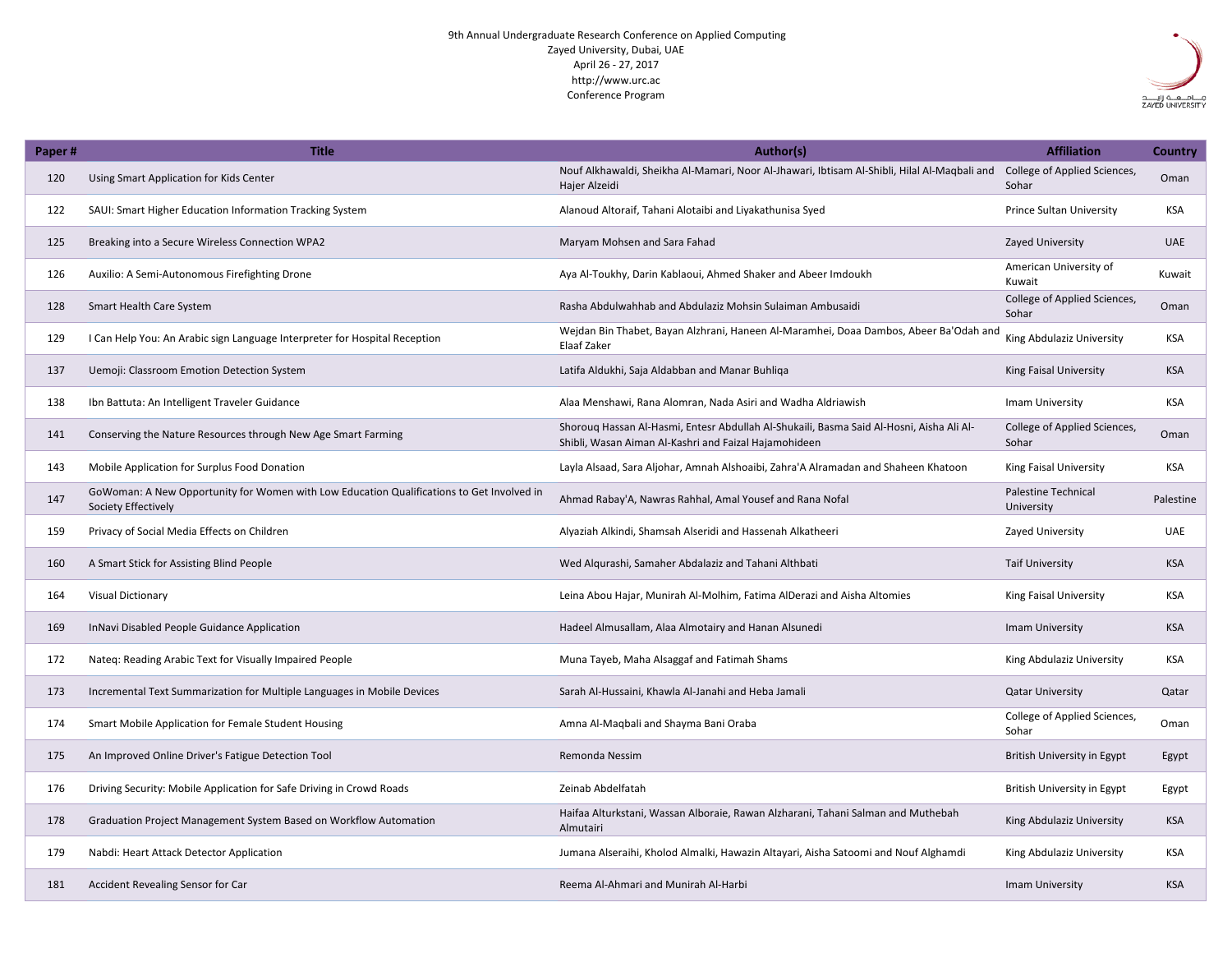9th Annual Undergraduate Research Conference on Applied Computing
Zayed University, Dubai, UAE
April 26 - 27, 2017
http://www.urc.ac
Conference Program

| Paper # | Title | Author(s) | Affiliation | Country |
|---|---|---|---|---|
| 120 | Using Smart Application for Kids Center | Nouf Alkhawaldi, Sheikha Al-Mamari, Noor Al-Jhawari, Ibtisam Al-Shibli, Hilal Al-Maqbali and Hajer Alzeidi | College of Applied Sciences, Sohar | Oman |
| 122 | SAUI: Smart Higher Education Information Tracking System | Alanoud Altoraif, Tahani Alotaibi and Liyakathunisa Syed | Prince Sultan University | KSA |
| 125 | Breaking into a Secure Wireless Connection WPA2 | Maryam Mohsen and Sara Fahad | Zayed University | UAE |
| 126 | Auxilio: A Semi-Autonomous Firefighting Drone | Aya Al-Toukhy, Darin Kablaoui, Ahmed Shaker and Abeer Imdoukh | American University of Kuwait | Kuwait |
| 128 | Smart Health Care System | Rasha Abdulwahhab and Abdulaziz Mohsin Sulaiman Ambusaidi | College of Applied Sciences, Sohar | Oman |
| 129 | I Can Help You: An Arabic sign Language Interpreter for Hospital Reception | Wejdan Bin Thabet, Bayan Alzhrani, Haneen Al-Maramhei, Doaa Dambos, Abeer Ba'Odah and Elaaf Zaker | King Abdulaziz University | KSA |
| 137 | Uemoji: Classroom Emotion Detection System | Latifa Aldukhi, Saja Aldabban and Manar Buhliqa | King Faisal University | KSA |
| 138 | Ibn Battuta: An Intelligent Traveler Guidance | Alaa Menshawi, Rana Alomran, Nada Asiri and Wadha Aldriawish | Imam University | KSA |
| 141 | Conserving the Nature Resources through New Age Smart Farming | Shorouq Hassan Al-Hasmi, Entesr Abdullah Al-Shukaili, Basma Said Al-Hosni, Aisha Ali Al-Shibli, Wasan Aiman Al-Kashri and Faizal Hajamohideen | College of Applied Sciences, Sohar | Oman |
| 143 | Mobile Application for Surplus Food Donation | Layla Alsaad, Sara Aljohar, Amnah Alshoaibi, Zahra'A Alramadan and Shaheen Khatoon | King Faisal University | KSA |
| 147 | GoWoman: A New Opportunity for Women with Low Education Qualifications to Get Involved in Society Effectively | Ahmad Rabay'A, Nawras Rahhal, Amal Yousef and Rana Nofal | Palestine Technical University | Palestine |
| 159 | Privacy of Social Media Effects on Children | Alyaziah Alkindi, Shamsah Alseridi and Hassenah Alkatheeri | Zayed University | UAE |
| 160 | A Smart Stick for Assisting Blind People | Wed Alqurashi, Samaher Abdalaziz and Tahani Althbati | Taif University | KSA |
| 164 | Visual Dictionary | Leina Abou Hajar, Munirah Al-Molhim, Fatima AlDerazi and Aisha Altomies | King Faisal University | KSA |
| 169 | InNavi Disabled People Guidance Application | Hadeel Almusallam, Alaa Almotairy and Hanan Alsunedi | Imam University | KSA |
| 172 | Nateq: Reading Arabic Text for Visually Impaired People | Muna Tayeb, Maha Alsaggaf and Fatimah Shams | King Abdulaziz University | KSA |
| 173 | Incremental Text Summarization for Multiple Languages in Mobile Devices | Sarah Al-Hussaini, Khawla Al-Janahi and Heba Jamali | Qatar University | Qatar |
| 174 | Smart Mobile Application for Female Student Housing | Amna Al-Maqbali and Shayma Bani Oraba | College of Applied Sciences, Sohar | Oman |
| 175 | An Improved Online Driver's Fatigue Detection Tool | Remonda Nessim | British University in Egypt | Egypt |
| 176 | Driving Security: Mobile Application for Safe Driving in Crowd Roads | Zeinab Abdelfatah | British University in Egypt | Egypt |
| 178 | Graduation Project Management System Based on Workflow Automation | Haifaa Alturkstani, Wassan Alboraie, Rawan Alzharani, Tahani Salman and Muthebah Almutairi | King Abdulaziz University | KSA |
| 179 | Nabdi: Heart Attack Detector Application | Jumana Alseraihi, Kholod Almalki, Hawazin Altayari, Aisha Satoomi and Nouf Alghamdi | King Abdulaziz University | KSA |
| 181 | Accident Revealing Sensor for Car | Reema Al-Ahmari and Munirah Al-Harbi | Imam University | KSA |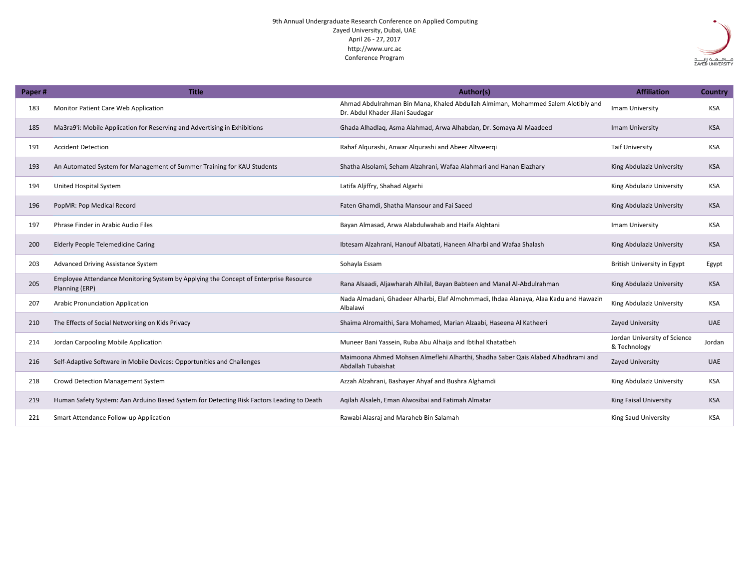9th Annual Undergraduate Research Conference on Applied Computing
Zayed University, Dubai, UAE
April 26 - 27, 2017
http://www.urc.ac
Conference Program

| Paper # | Title | Author(s) | Affiliation | Country |
|---|---|---|---|---|
| 183 | Monitor Patient Care Web Application | Ahmad Abdulrahman Bin Mana, Khaled Abdullah Almiman, Mohammed Salem Alotibiy and Dr. Abdul Khader Jilani Saudagar | Imam University | KSA |
| 185 | Ma3ra9'i: Mobile Application for Reserving and Advertising in Exhibitions | Ghada Alhadlaq, Asma Alahmad, Arwa Alhabdan, Dr. Somaya Al-Maadeed | Imam University | KSA |
| 191 | Accident Detection | Rahaf Alqurashi, Anwar Alqurashi and Abeer Altweerqi | Taif University | KSA |
| 193 | An Automated System for Management of Summer Training for KAU Students | Shatha Alsolami, Seham Alzahrani, Wafaa Alahmari and Hanan Elazhary | King Abdulaziz University | KSA |
| 194 | United Hospital System | Latifa Aljiffry, Shahad Algarhi | King Abdulaziz University | KSA |
| 196 | PopMR: Pop Medical Record | Faten Ghamdi, Shatha Mansour and Fai Saeed | King Abdulaziz University | KSA |
| 197 | Phrase Finder in Arabic Audio Files | Bayan Almasad, Arwa Alabdulwahab and Haifa Alqhtani | Imam University | KSA |
| 200 | Elderly People Telemedicine Caring | Ibtesam Alzahrani, Hanouf Albatati, Haneen Alharbi and Wafaa Shalash | King Abdulaziz University | KSA |
| 203 | Advanced Driving Assistance System | Sohayla Essam | British University in Egypt | Egypt |
| 205 | Employee Attendance Monitoring System by Applying the Concept of Enterprise Resource Planning (ERP) | Rana Alsaadi, Aljawharah Alhilal, Bayan Babteen and Manal Al-Abdulrahman | King Abdulaziz University | KSA |
| 207 | Arabic Pronunciation Application | Nada Almadani, Ghadeer Alharbi, Elaf Almohmmadi, Ihdaa Alanaya, Alaa Kadu and Hawazin Albalawi | King Abdulaziz University | KSA |
| 210 | The Effects of Social Networking on Kids Privacy | Shaima Alromaithi, Sara Mohamed, Marian Alzaabi, Haseena Al Katheeri | Zayed University | UAE |
| 214 | Jordan Carpooling Mobile Application | Muneer Bani Yassein, Ruba Abu Alhaija and Ibtihal Khatatbeh | Jordan University of Science & Technology | Jordan |
| 216 | Self-Adaptive Software in Mobile Devices: Opportunities and Challenges | Maimoona Ahmed Mohsen Almeflehi Alharthi, Shadha Saber Qais Alabed Alhadhrami and Abdallah Tubaishat | Zayed University | UAE |
| 218 | Crowd Detection Management System | Azzah Alzahrani, Bashayer Ahyaf and Bushra Alghamdi | King Abdulaziz University | KSA |
| 219 | Human Safety System: Aan Arduino Based System for Detecting Risk Factors Leading to Death | Aqilah Alsaleh, Eman Alwosibai and Fatimah Almatar | King Faisal University | KSA |
| 221 | Smart Attendance Follow-up Application | Rawabi Alasraj and Maraheb Bin Salamah | King Saud University | KSA |